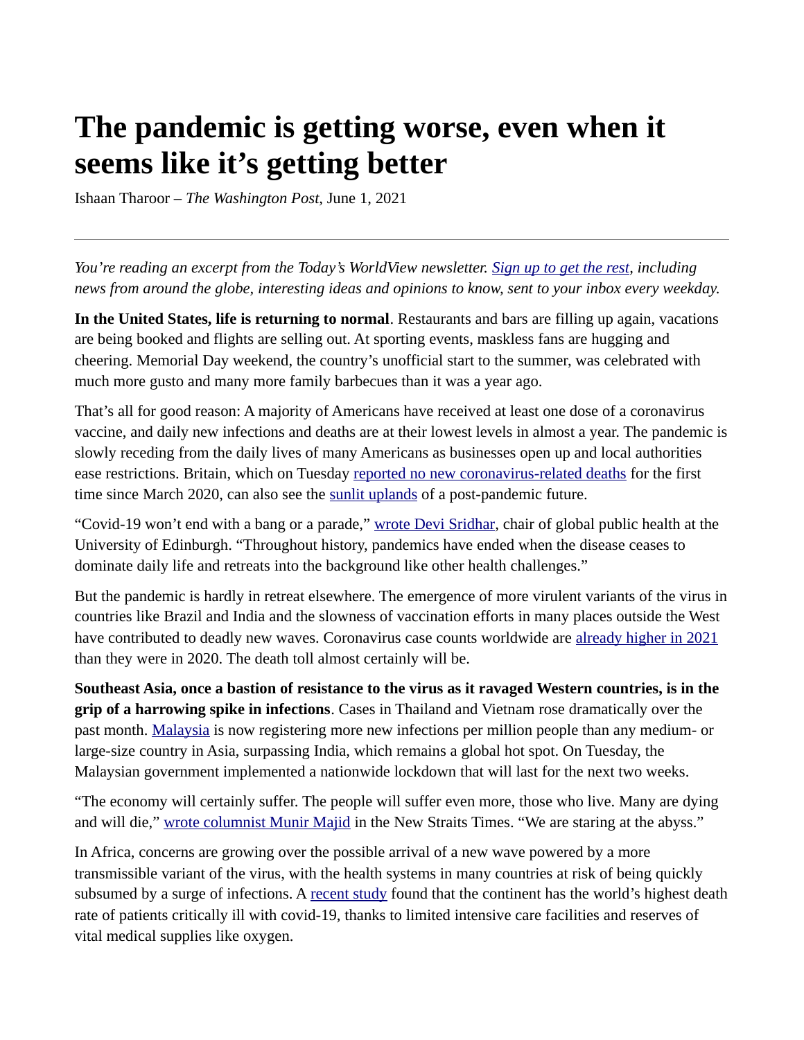# The pandemic is getting worse, even when it seems like it's getting better

Ishaan Tharoor – *The Washington Post*, June 1, 2021

---

*You're reading an excerpt from the Today's WorldView newsletter. [Sign up to get the rest](), including news from around the globe, interesting ideas and opinions to know, sent to your inbox every weekday.*

**In the United States, life is returning to normal**. Restaurants and bars are filling up again, vacations are being booked and flights are selling out. At sporting events, maskless fans are hugging and cheering. Memorial Day weekend, the country's unofficial start to the summer, was celebrated with much more gusto and many more family barbecues than it was a year ago.

That's all for good reason: A majority of Americans have received at least one dose of a coronavirus vaccine, and daily new infections and deaths are at their lowest levels in almost a year. The pandemic is slowly receding from the daily lives of many Americans as businesses open up and local authorities ease restrictions. Britain, which on Tuesday [reported no new coronavirus-related deaths]() for the first time since March 2020, can also see the [sunlit uplands]() of a post-pandemic future.

"Covid-19 won't end with a bang or a parade," [wrote Devi Sridhar](), chair of global public health at the University of Edinburgh. "Throughout history, pandemics have ended when the disease ceases to dominate daily life and retreats into the background like other health challenges."

But the pandemic is hardly in retreat elsewhere. The emergence of more virulent variants of the virus in countries like Brazil and India and the slowness of vaccination efforts in many places outside the West have contributed to deadly new waves. Coronavirus case counts worldwide are [already higher in 2021]() than they were in 2020. The death toll almost certainly will be.

**Southeast Asia, once a bastion of resistance to the virus as it ravaged Western countries, is in the grip of a harrowing spike in infections**. Cases in Thailand and Vietnam rose dramatically over the past month. [Malaysia]() is now registering more new infections per million people than any medium- or large-size country in Asia, surpassing India, which remains a global hot spot. On Tuesday, the Malaysian government implemented a nationwide lockdown that will last for the next two weeks.

"The economy will certainly suffer. The people will suffer even more, those who live. Many are dying and will die," [wrote columnist Munir Majid]() in the New Straits Times. "We are staring at the abyss."

In Africa, concerns are growing over the possible arrival of a new wave powered by a more transmissible variant of the virus, with the health systems in many countries at risk of being quickly subsumed by a surge of infections. A [recent study]() found that the continent has the world's highest death rate of patients critically ill with covid-19, thanks to limited intensive care facilities and reserves of vital medical supplies like oxygen.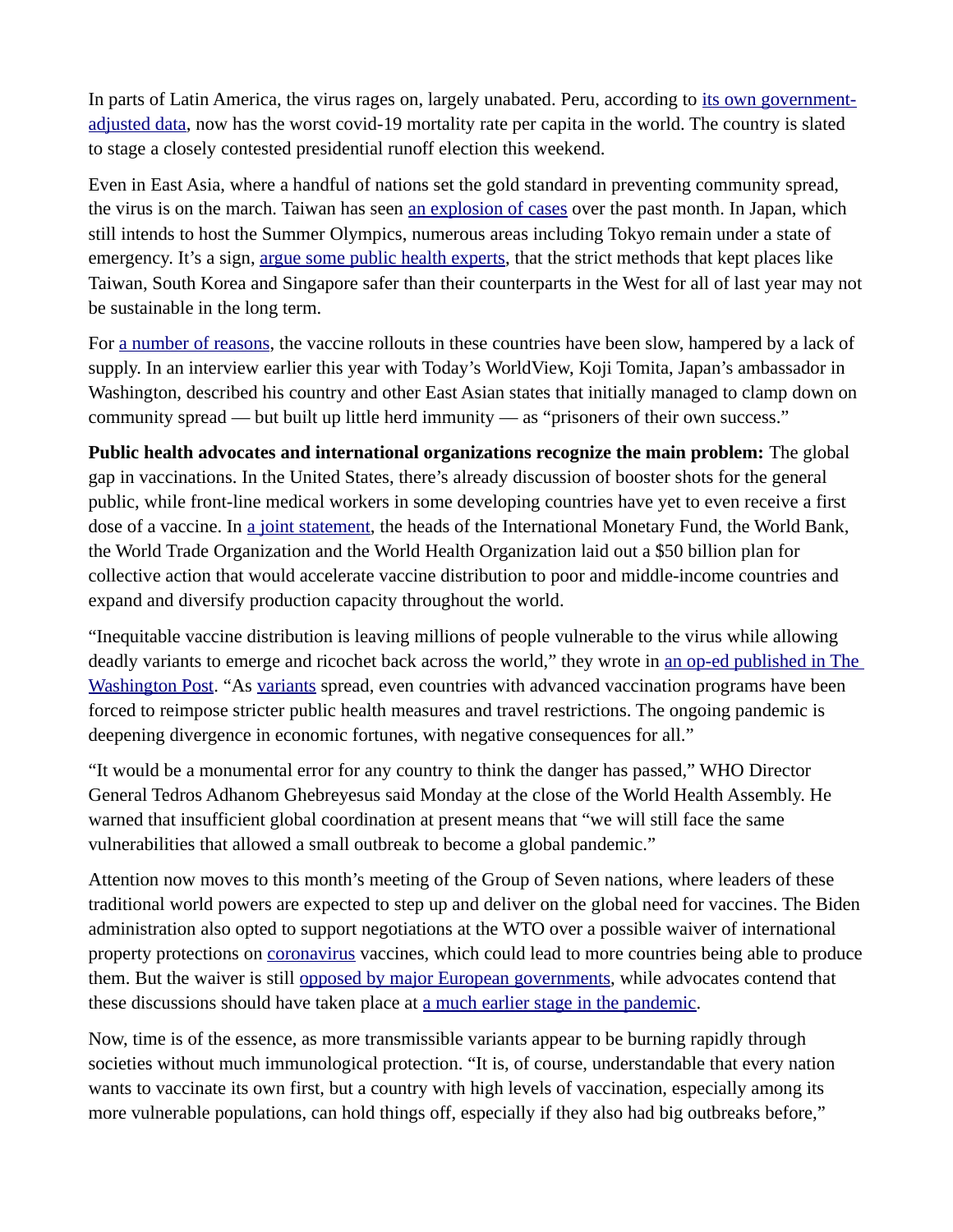In parts of Latin America, the virus rages on, largely unabated. Peru, according to [its own government-adjusted data](), now has the worst covid-19 mortality rate per capita in the world. The country is slated to stage a closely contested presidential runoff election this weekend.

Even in East Asia, where a handful of nations set the gold standard in preventing community spread, the virus is on the march. Taiwan has seen [an explosion of cases]() over the past month. In Japan, which still intends to host the Summer Olympics, numerous areas including Tokyo remain under a state of emergency. It's a sign, [argue some public health experts](), that the strict methods that kept places like Taiwan, South Korea and Singapore safer than their counterparts in the West for all of last year may not be sustainable in the long term.

For [a number of reasons](), the vaccine rollouts in these countries have been slow, hampered by a lack of supply. In an interview earlier this year with Today's WorldView, Koji Tomita, Japan's ambassador in Washington, described his country and other East Asian states that initially managed to clamp down on community spread — but built up little herd immunity — as "prisoners of their own success."

**Public health advocates and international organizations recognize the main problem:** The global gap in vaccinations. In the United States, there's already discussion of booster shots for the general public, while front-line medical workers in some developing countries have yet to even receive a first dose of a vaccine. In [a joint statement](), the heads of the International Monetary Fund, the World Bank, the World Trade Organization and the World Health Organization laid out a $50 billion plan for collective action that would accelerate vaccine distribution to poor and middle-income countries and expand and diversify production capacity throughout the world.

"Inequitable vaccine distribution is leaving millions of people vulnerable to the virus while allowing deadly variants to emerge and ricochet back across the world," they wrote in [an op-ed published in The Washington Post](). "As [variants]() spread, even countries with advanced vaccination programs have been forced to reimpose stricter public health measures and travel restrictions. The ongoing pandemic is deepening divergence in economic fortunes, with negative consequences for all."

"It would be a monumental error for any country to think the danger has passed," WHO Director General Tedros Adhanom Ghebreyesus said Monday at the close of the World Health Assembly. He warned that insufficient global coordination at present means that "we will still face the same vulnerabilities that allowed a small outbreak to become a global pandemic."

Attention now moves to this month's meeting of the Group of Seven nations, where leaders of these traditional world powers are expected to step up and deliver on the global need for vaccines. The Biden administration also opted to support negotiations at the WTO over a possible waiver of international property protections on [coronavirus]() vaccines, which could lead to more countries being able to produce them. But the waiver is still [opposed by major European governments](), while advocates contend that these discussions should have taken place at [a much earlier stage in the pandemic]().

Now, time is of the essence, as more transmissible variants appear to be burning rapidly through societies without much immunological protection. "It is, of course, understandable that every nation wants to vaccinate its own first, but a country with high levels of vaccination, especially among its more vulnerable populations, can hold things off, especially if they also had big outbreaks before,"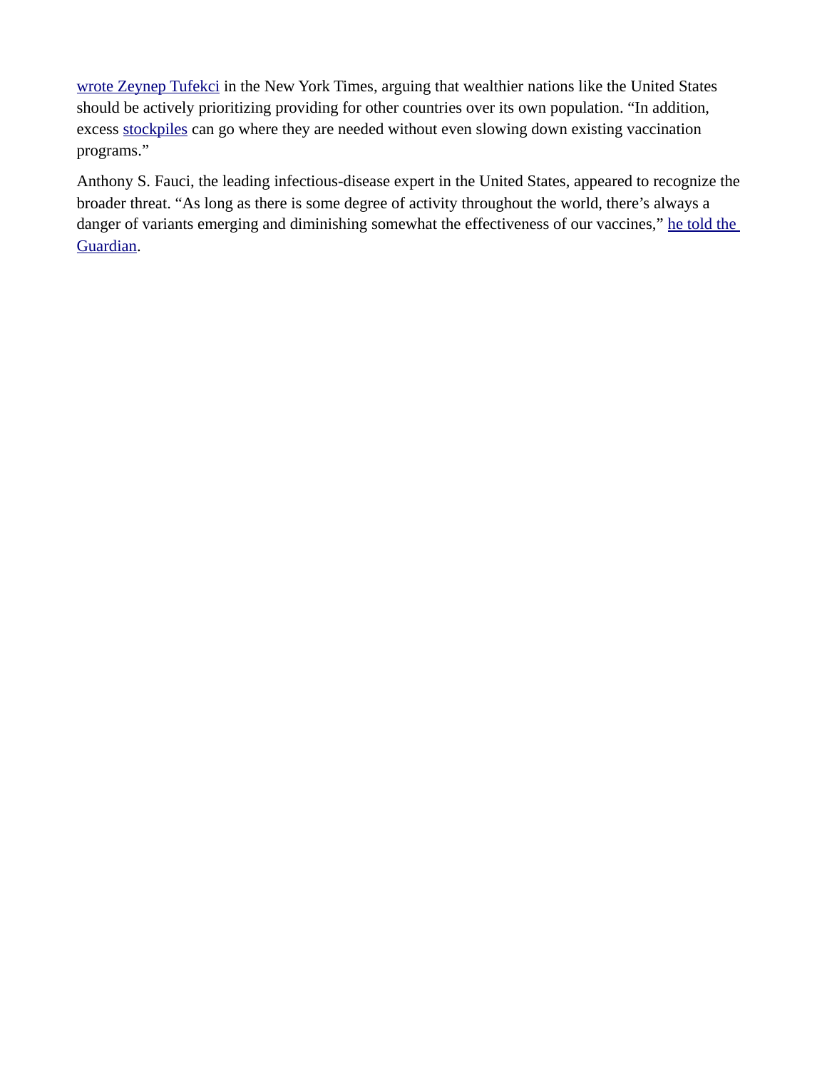wrote Zeynep Tufekci in the New York Times, arguing that wealthier nations like the United States should be actively prioritizing providing for other countries over its own population. “In addition, excess stockpiles can go where they are needed without even slowing down existing vaccination programs.”

Anthony S. Fauci, the leading infectious-disease expert in the United States, appeared to recognize the broader threat. “As long as there is some degree of activity throughout the world, there’s always a danger of variants emerging and diminishing somewhat the effectiveness of our vaccines,” he told the Guardian.